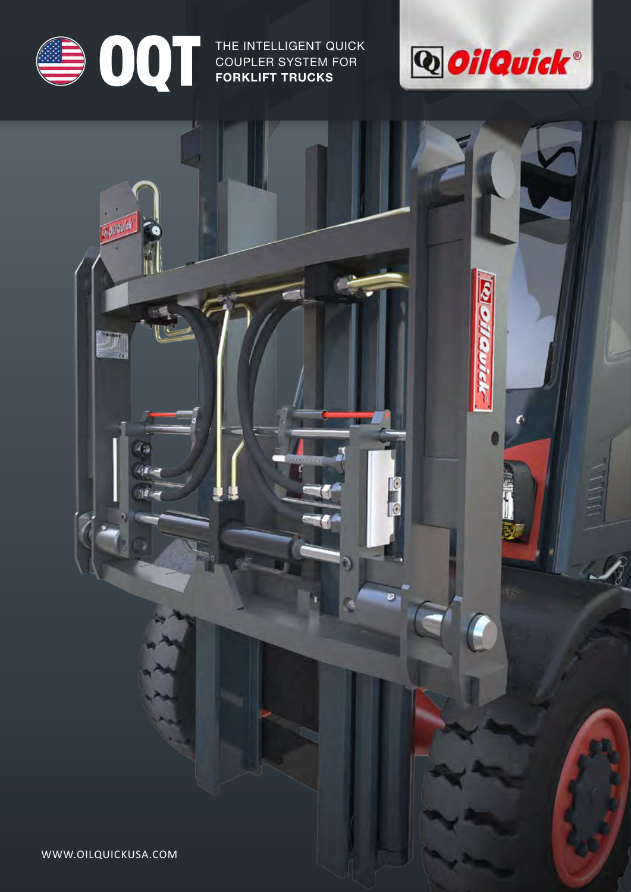# OQT

THE INTELLIGENT QUICK COUPLER SYSTEM FOR **FORKLIFT TRUCKS**

OilQuick®

WWW.OILQUICKUSA.COM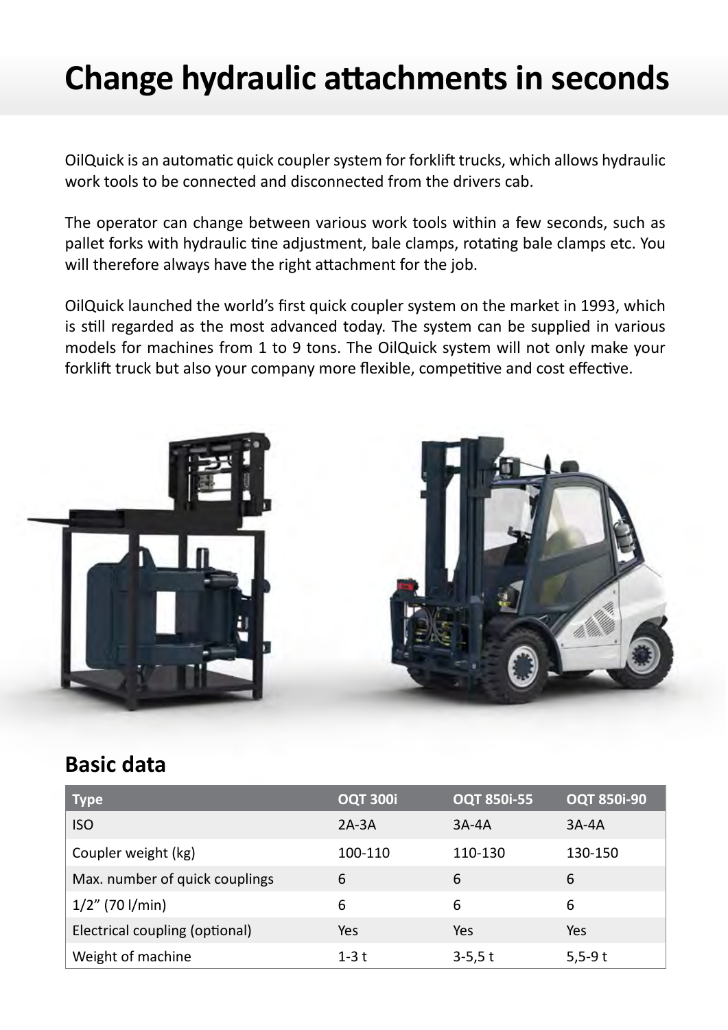# Change hydraulic attachments in seconds

OilQuick is an automatic quick coupler system for forklift trucks, which allows hydraulic work tools to be connected and disconnected from the drivers cab.

The operator can change between various work tools within a few seconds, such as pallet forks with hydraulic tine adjustment, bale clamps, rotating bale clamps etc. You will therefore always have the right attachment for the job.

OilQuick launched the world's first quick coupler system on the market in 1993, which is still regarded as the most advanced today. The system can be supplied in various models for machines from 1 to 9 tons. The OilQuick system will not only make your forklift truck but also your company more flexible, competitive and cost effective.

## Basic data

| Type | OQT 300i | OQT 850i-55 | OQT 850i-90 |
|---|---|---|---|
| ISO | 2A-3A | 3A-4A | 3A-4A |
| Coupler weight (kg) | 100-110 | 110-130 | 130-150 |
| Max. number of quick couplings | 6 | 6 | 6 |
| 1/2" (70 l/min) | 6 | 6 | 6 |
| Electrical coupling (optional) | Yes | Yes | Yes |
| Weight of machine | 1-3 t | 3-5,5 t | 5,5-9 t |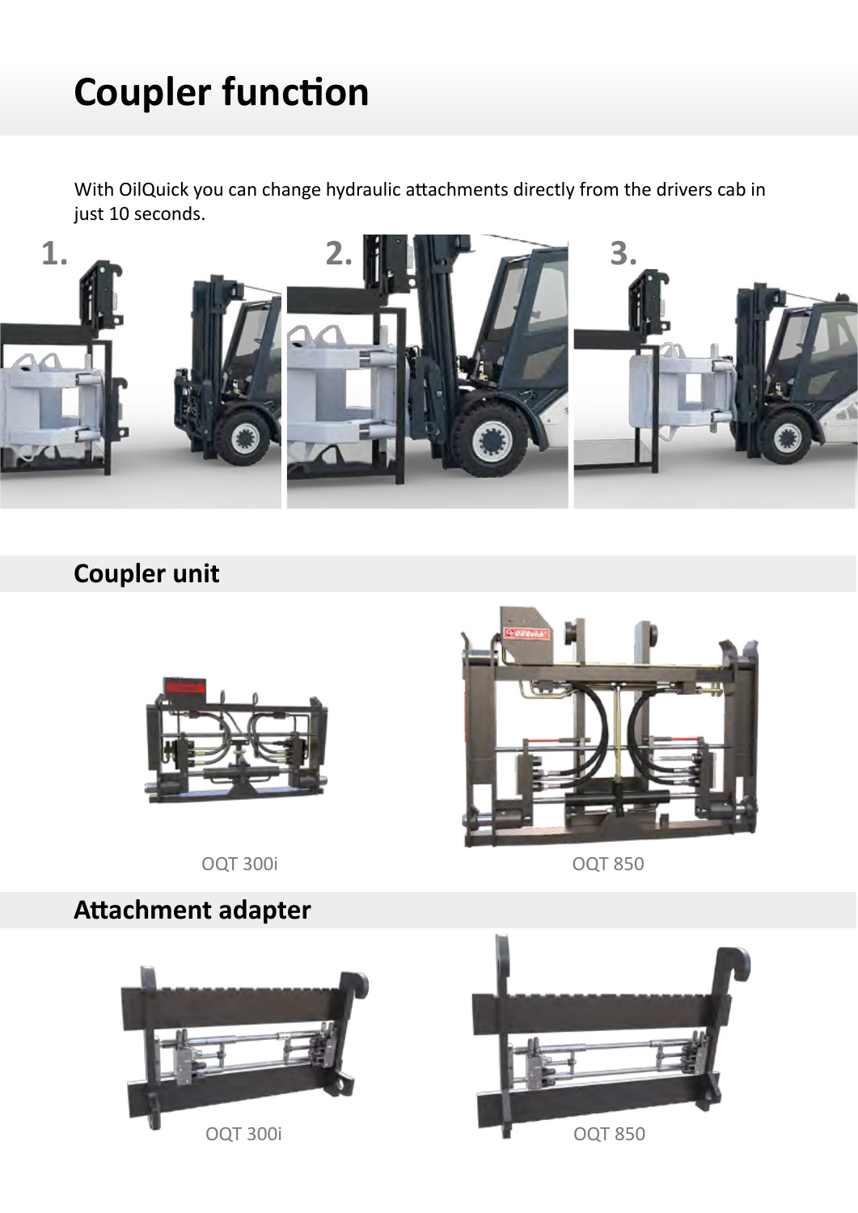# Coupler function

With OilQuick you can change hydraulic attachments directly from the drivers cab in just 10 seconds.

1.

2.

3.

## Coupler unit

OQT 300i

OQT 850

## Attachment adapter

OQT 300i

OQT 850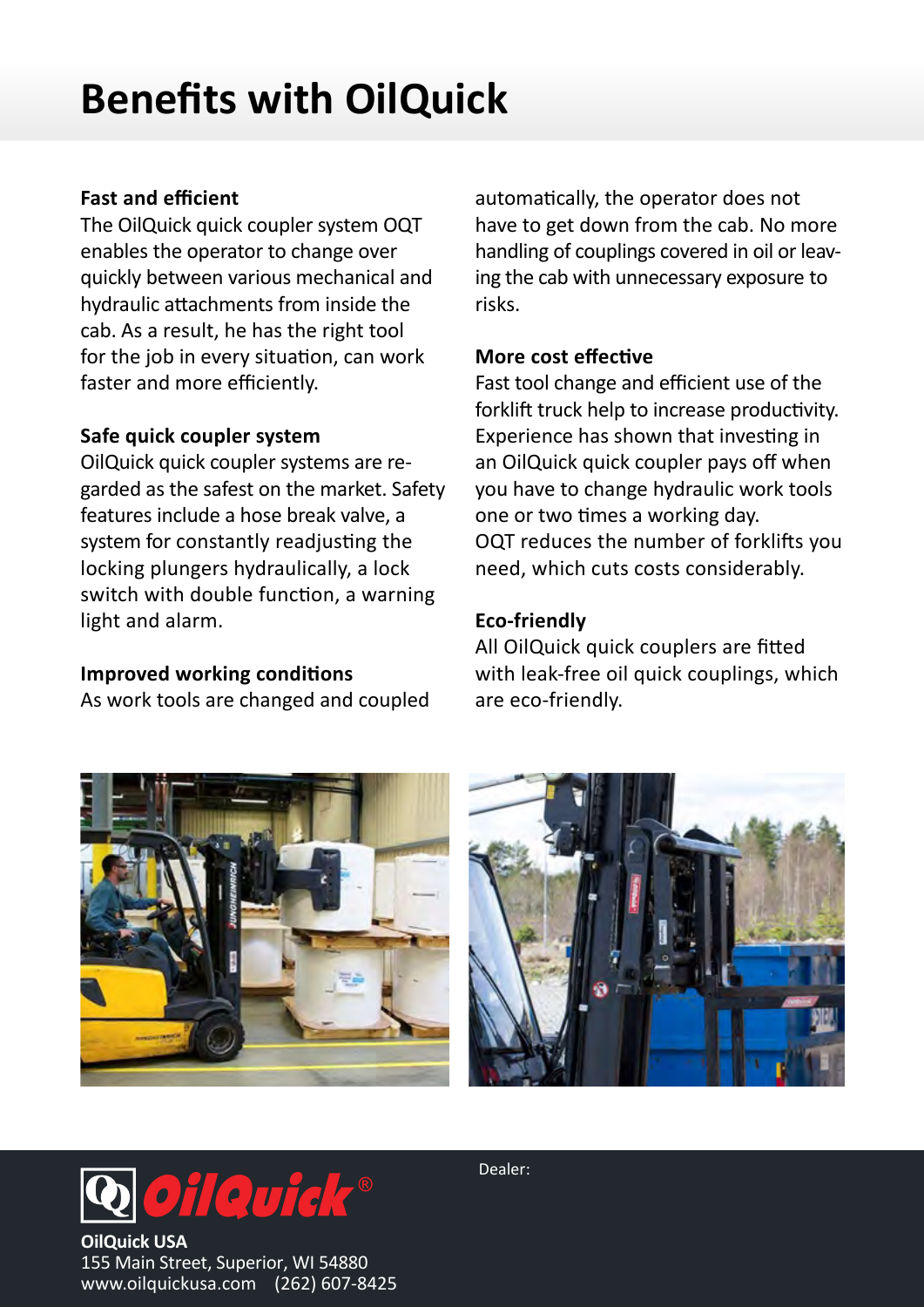# Benefits with OilQuick

**Fast and efficient**
The OilQuick quick coupler system OQT enables the operator to change over quickly between various mechanical and hydraulic attachments from inside the cab. As a result, he has the right tool for the job in every situation, can work faster and more efficiently.

**Safe quick coupler system**
OilQuick quick coupler systems are regarded as the safest on the market. Safety features include a hose break valve, a system for constantly readjusting the locking plungers hydraulically, a lock switch with double function, a warning light and alarm.

**Improved working conditions**
As work tools are changed and coupled automatically, the operator does not have to get down from the cab. No more handling of couplings covered in oil or leaving the cab with unnecessary exposure to risks.

**More cost effective**
Fast tool change and efficient use of the forklift truck help to increase productivity. Experience has shown that investing in an OilQuick quick coupler pays off when you have to change hydraulic work tools one or two times a working day.
OQT reduces the number of forklifts you need, which cuts costs considerably.

**Eco-friendly**
All OilQuick quick couplers are fitted with leak-free oil quick couplings, which are eco-friendly.

OilQuick®

**OilQuick USA**
155 Main Street, Superior, WI 54880
www.oilquickusa.com (262) 607-8425

Dealer: